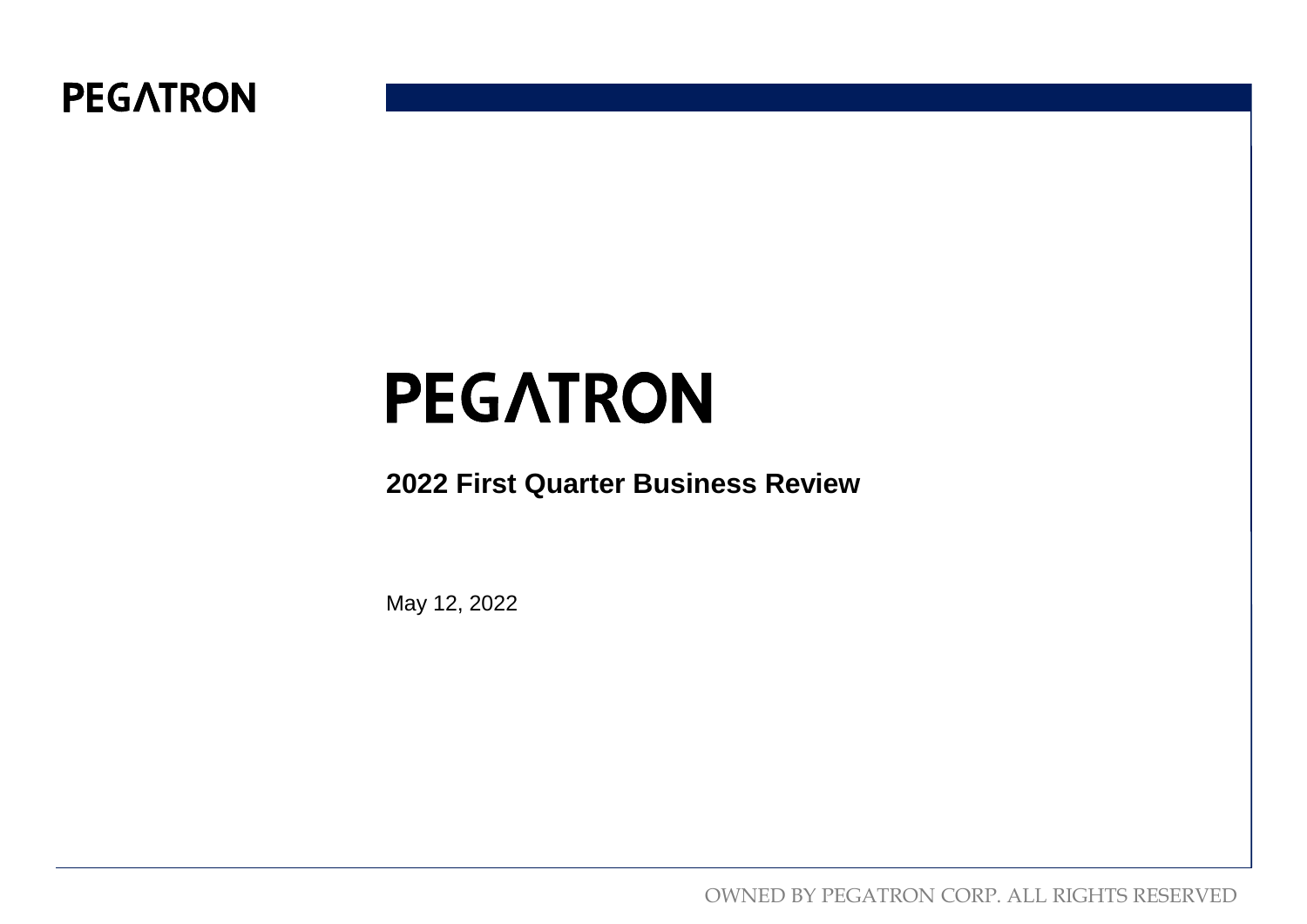# PEGATRON

## 2022 First Quarter Business Review

May 12, 2022

OWNED BY PEGATRON CORP. ALL RIGHTS RESERVED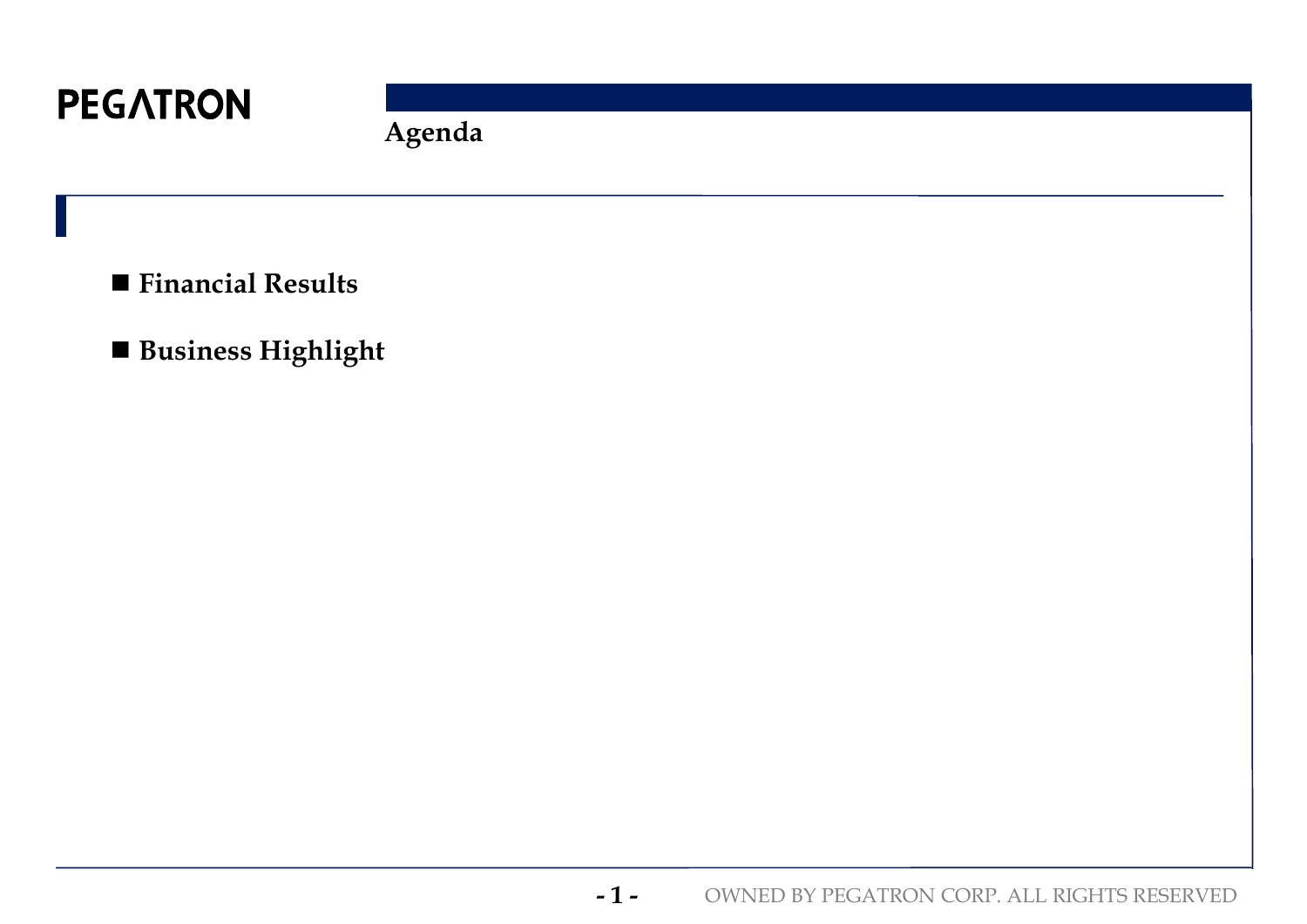# Agenda

- **Financial Results**
- **Business Highlight**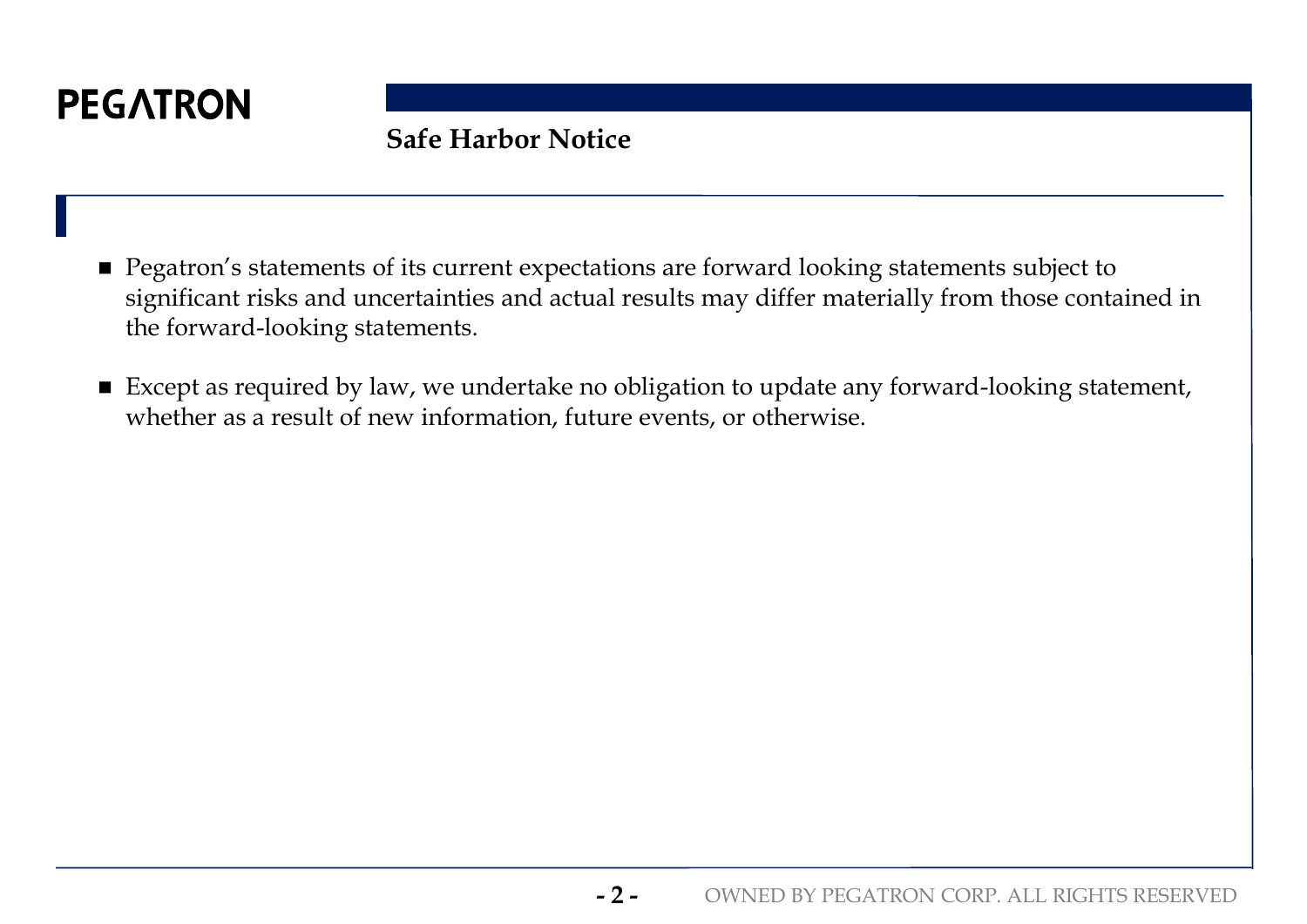# Safe Harbor Notice

- Pegatron's statements of its current expectations are forward looking statements subject to significant risks and uncertainties and actual results may differ materially from those contained in the forward-looking statements.
- Except as required by law, we undertake no obligation to update any forward-looking statement, whether as a result of new information, future events, or otherwise.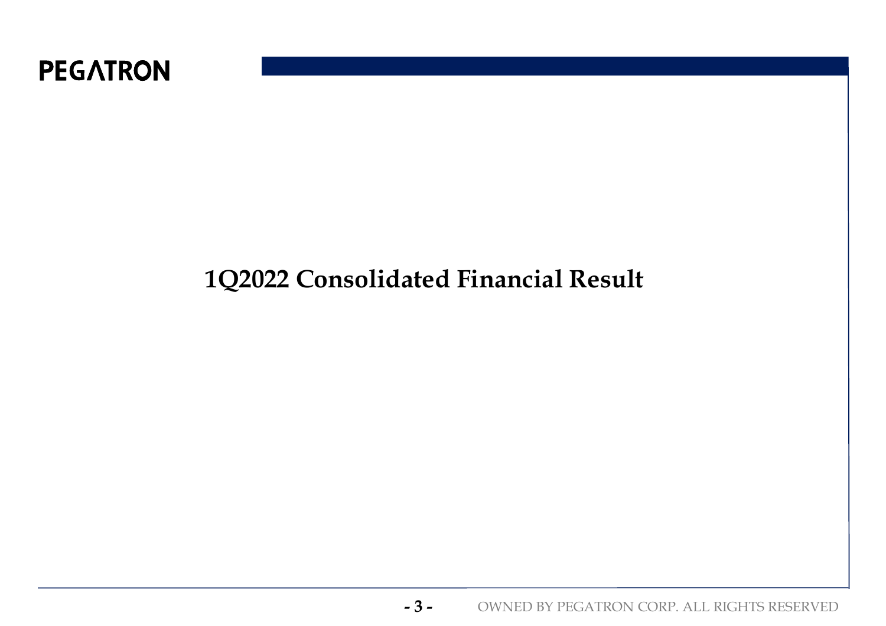# 1Q2022 Consolidated Financial Result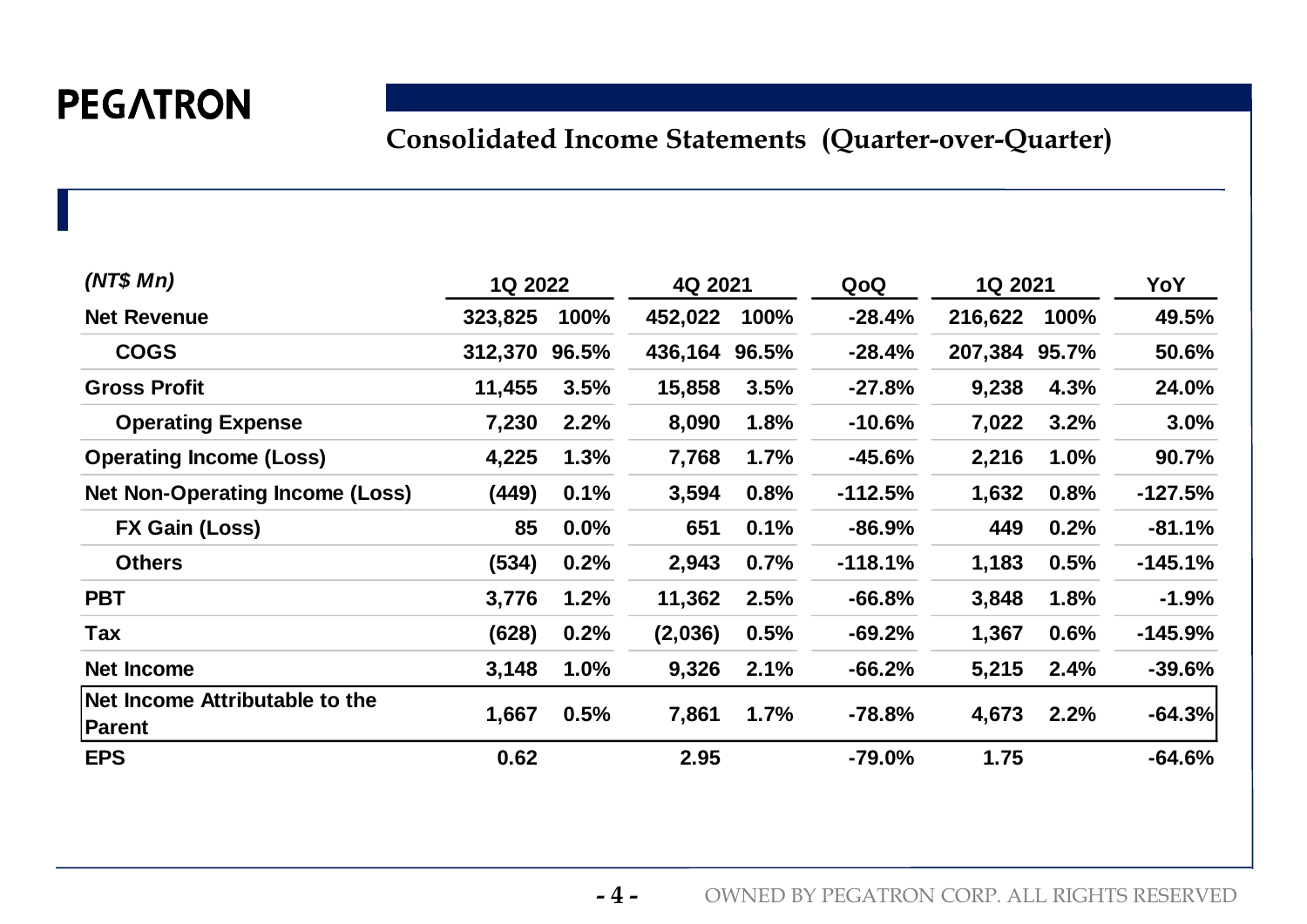PEGATRON

## Consolidated Income Statements (Quarter-over-Quarter)

| *(NT$ Mn)* | 1Q 2022 | | 4Q 2021 | | QoQ | 1Q 2021 | | YoY |
|---|---|---|---|---|---|---|---|---|
| **Net Revenue** | 323,825 | 100% | 452,022 | 100% | -28.4% | 216,622 | 100% | 49.5% |
| **COGS** | 312,370 | 96.5% | 436,164 | 96.5% | -28.4% | 207,384 | 95.7% | 50.6% |
| **Gross Profit** | 11,455 | 3.5% | 15,858 | 3.5% | -27.8% | 9,238 | 4.3% | 24.0% |
| **Operating Expense** | 7,230 | 2.2% | 8,090 | 1.8% | -10.6% | 7,022 | 3.2% | 3.0% |
| **Operating Income (Loss)** | 4,225 | 1.3% | 7,768 | 1.7% | -45.6% | 2,216 | 1.0% | 90.7% |
| **Net Non-Operating Income (Loss)** | (449) | 0.1% | 3,594 | 0.8% | -112.5% | 1,632 | 0.8% | -127.5% |
| **FX Gain (Loss)** | 85 | 0.0% | 651 | 0.1% | -86.9% | 449 | 0.2% | -81.1% |
| **Others** | (534) | 0.2% | 2,943 | 0.7% | -118.1% | 1,183 | 0.5% | -145.1% |
| **PBT** | 3,776 | 1.2% | 11,362 | 2.5% | -66.8% | 3,848 | 1.8% | -1.9% |
| **Tax** | (628) | 0.2% | (2,036) | 0.5% | -69.2% | 1,367 | 0.6% | -145.9% |
| **Net Income** | 3,148 | 1.0% | 9,326 | 2.1% | -66.2% | 5,215 | 2.4% | -39.6% |
| **Net Income Attributable to the Parent** | 1,667 | 0.5% | 7,861 | 1.7% | -78.8% | 4,673 | 2.2% | -64.3% |
| **EPS** | 0.62 | | 2.95 | | -79.0% | 1.75 | | -64.6% |

OWNED BY PEGATRON CORP. ALL RIGHTS RESERVED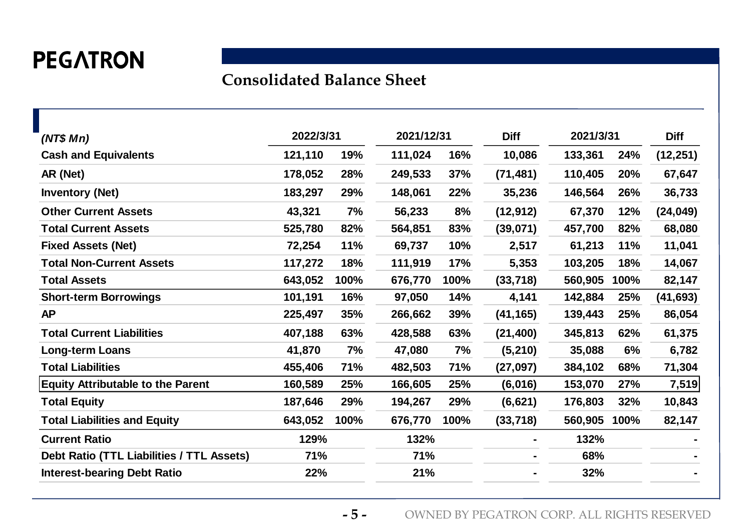PEGATRON

## Consolidated Balance Sheet

| *(NT$ Mn)* | 2022/3/31 | | 2021/12/31 | | Diff | 2021/3/31 | | Diff |
|---|---|---|---|---|---|---|---|---|
| Cash and Equivalents | 121,110 | 19% | 111,024 | 16% | 10,086 | 133,361 | 24% | (12,251) |
| AR (Net) | 178,052 | 28% | 249,533 | 37% | (71,481) | 110,405 | 20% | 67,647 |
| Inventory (Net) | 183,297 | 29% | 148,061 | 22% | 35,236 | 146,564 | 26% | 36,733 |
| Other Current Assets | 43,321 | 7% | 56,233 | 8% | (12,912) | 67,370 | 12% | (24,049) |
| Total Current Assets | 525,780 | 82% | 564,851 | 83% | (39,071) | 457,700 | 82% | 68,080 |
| Fixed Assets (Net) | 72,254 | 11% | 69,737 | 10% | 2,517 | 61,213 | 11% | 11,041 |
| Total Non-Current Assets | 117,272 | 18% | 111,919 | 17% | 5,353 | 103,205 | 18% | 14,067 |
| Total Assets | 643,052 | 100% | 676,770 | 100% | (33,718) | 560,905 | 100% | 82,147 |
| Short-term Borrowings | 101,191 | 16% | 97,050 | 14% | 4,141 | 142,884 | 25% | (41,693) |
| AP | 225,497 | 35% | 266,662 | 39% | (41,165) | 139,443 | 25% | 86,054 |
| Total Current Liabilities | 407,188 | 63% | 428,588 | 63% | (21,400) | 345,813 | 62% | 61,375 |
| Long-term Loans | 41,870 | 7% | 47,080 | 7% | (5,210) | 35,088 | 6% | 6,782 |
| Total Liabilities | 455,406 | 71% | 482,503 | 71% | (27,097) | 384,102 | 68% | 71,304 |
| Equity Attributable to the Parent | 160,589 | 25% | 166,605 | 25% | (6,016) | 153,070 | 27% | 7,519 |
| Total Equity | 187,646 | 29% | 194,267 | 29% | (6,621) | 176,803 | 32% | 10,843 |
| Total Liabilities and Equity | 643,052 | 100% | 676,770 | 100% | (33,718) | 560,905 | 100% | 82,147 |
| Current Ratio | 129% | | 132% | | - | 132% | | - |
| Debt Ratio (TTL Liabilities / TTL Assets) | 71% | | 71% | | - | 68% | | - |
| Interest-bearing Debt Ratio | 22% | | 21% | | - | 32% | | - |

OWNED BY PEGATRON CORP. ALL RIGHTS RESERVED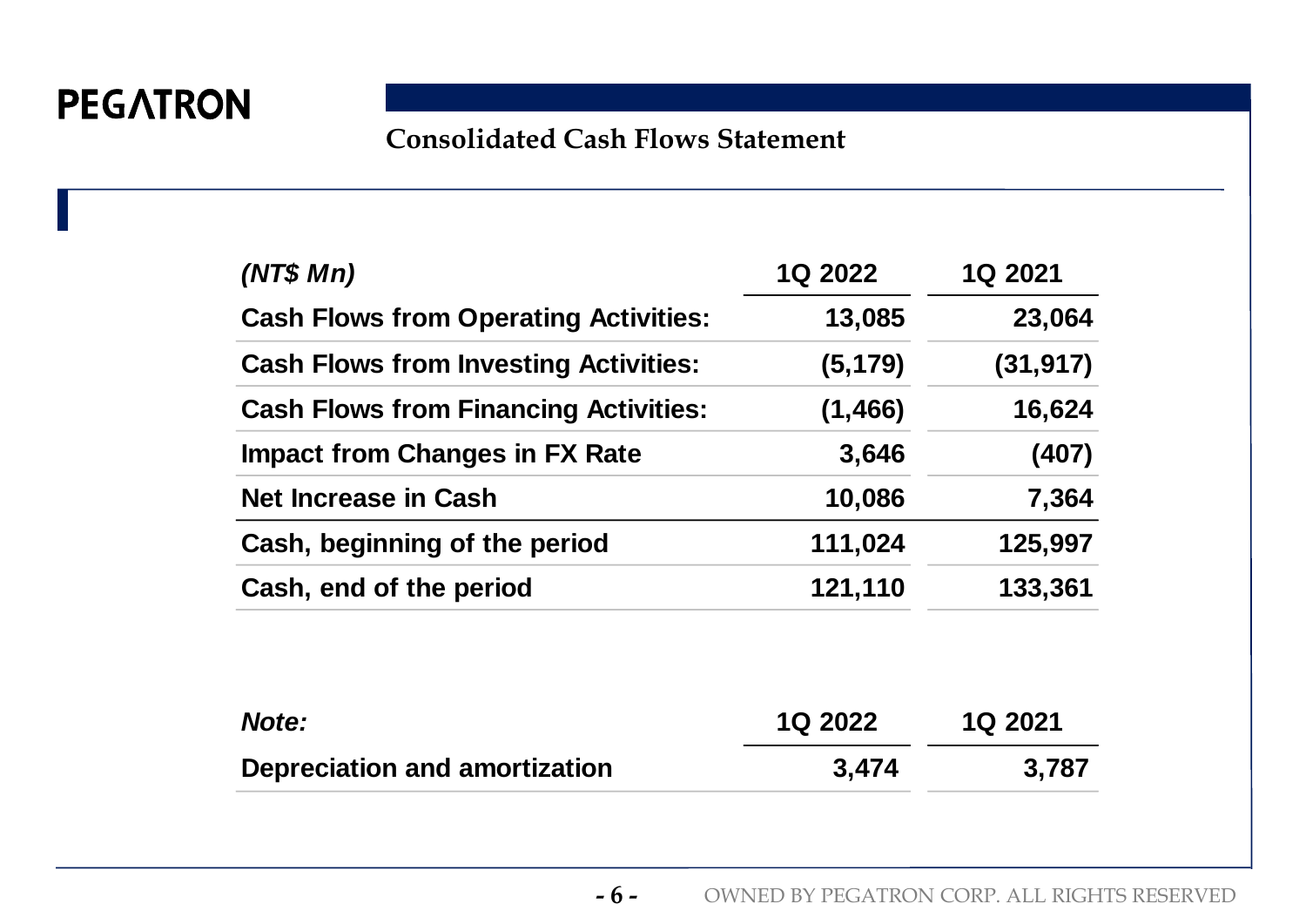PEGATRON

## Consolidated Cash Flows Statement

| *(NT$ Mn)* | 1Q 2022 | 1Q 2021 |
|---|---|---|
| **Cash Flows from Operating Activities:** | 13,085 | 23,064 |
| **Cash Flows from Investing Activities:** | (5,179) | (31,917) |
| **Cash Flows from Financing Activities:** | (1,466) | 16,624 |
| **Impact from Changes in FX Rate** | 3,646 | (407) |
| **Net Increase in Cash** | 10,086 | 7,364 |
| **Cash, beginning of the period** | 111,024 | 125,997 |
| **Cash, end of the period** | 121,110 | 133,361 |

| *Note:* | 1Q 2022 | 1Q 2021 |
|---|---|---|
| **Depreciation and amortization** | 3,474 | 3,787 |

OWNED BY PEGATRON CORP. ALL RIGHTS RESERVED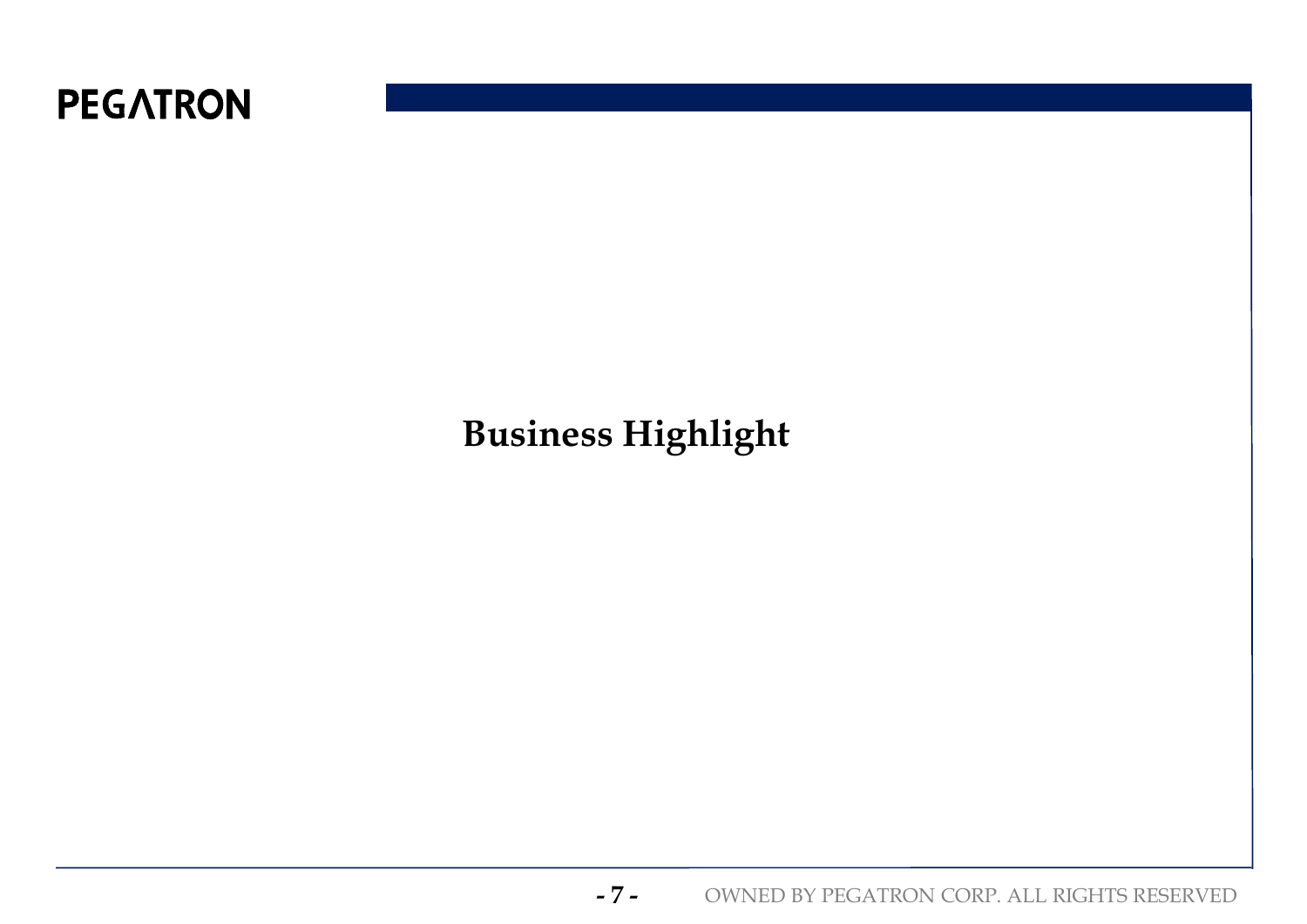# Business Highlight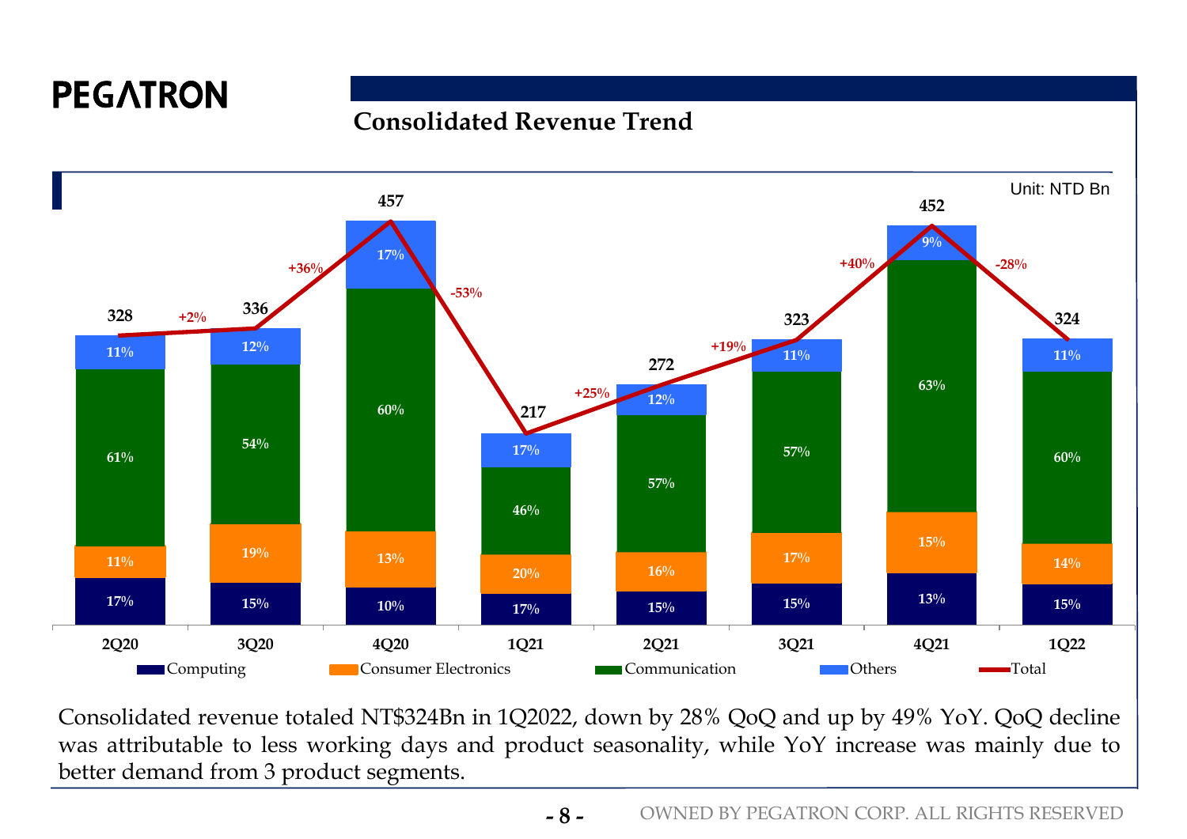# Consolidated Revenue Trend

Unit: NTD Bn

| | 2Q20 | 3Q20 | 4Q20 | 1Q21 | 2Q21 | 3Q21 | 4Q21 | 1Q22 |
|---|---|---|---|---|---|---|---|---|
| Total | 328 | 336 | 457 | 217 | 272 | 323 | 452 | 324 |
| QoQ | | +2% | +36% | -53% | +25% | +19% | +40% | -28% |
| Others | 11% | 12% | 17% | 17% | 12% | 11% | 9% | 11% |
| Communication | 61% | 54% | 60% | 46% | 57% | 57% | 63% | 60% |
| Consumer Electronics | 11% | 19% | 13% | 20% | 16% | 17% | 15% | 14% |
| Computing | 17% | 15% | 10% | 17% | 15% | 15% | 13% | 15% |

Consolidated revenue totaled NT$324Bn in 1Q2022, down by 28% QoQ and up by 49% YoY. QoQ decline was attributable to less working days and product seasonality, while YoY increase was mainly due to better demand from 3 product segments.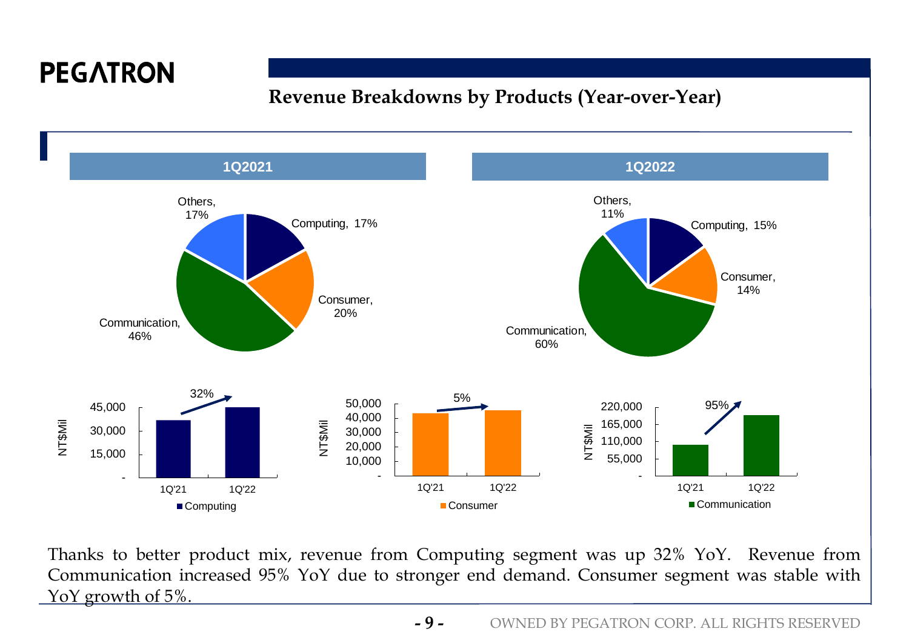# Revenue Breakdowns by Products (Year-over-Year)

**1Q2021**

Others, 17%
Computing, 17%
Consumer, 20%
Communication, 46%

**1Q2022**

Others, 11%
Computing, 15%
Consumer, 14%
Communication, 60%

Computing: 1Q'21 → 1Q'22, 32% (NT$Mil)

Consumer: 1Q'21 → 1Q'22, 5% (NT$Mil)

Communication: 1Q'21 → 1Q'22, 95% (NT$Mil)

Thanks to better product mix, revenue from Computing segment was up 32% YoY. Revenue from Communication increased 95% YoY due to stronger end demand. Consumer segment was stable with YoY growth of 5%.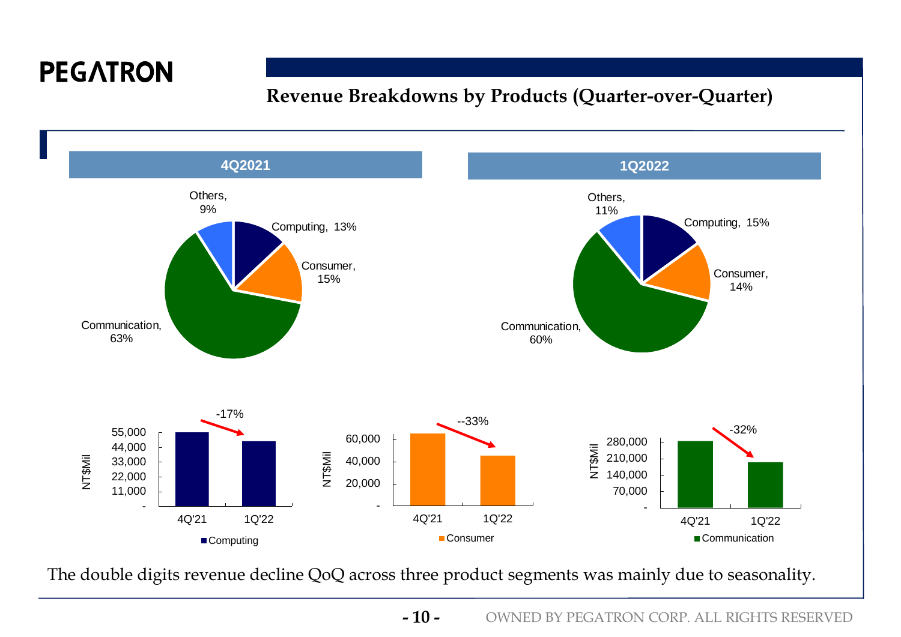# Revenue Breakdowns by Products (Quarter-over-Quarter)

**4Q2021**

| Product | Share |
| --- | --- |
| Computing | 13% |
| Consumer | 15% |
| Communication | 63% |
| Others | 9% |

**1Q2022**

| Product | Share |
| --- | --- |
| Computing | 15% |
| Consumer | 14% |
| Communication | 60% |
| Others | 11% |

**Computing (NT$Mil):** 4Q'21 → 1Q'22: -17%

**Consumer (NT$Mil):** 4Q'21 → 1Q'22: --33%

**Communication (NT$Mil):** 4Q'21 → 1Q'22: -32%

The double digits revenue decline QoQ across three product segments was mainly due to seasonality.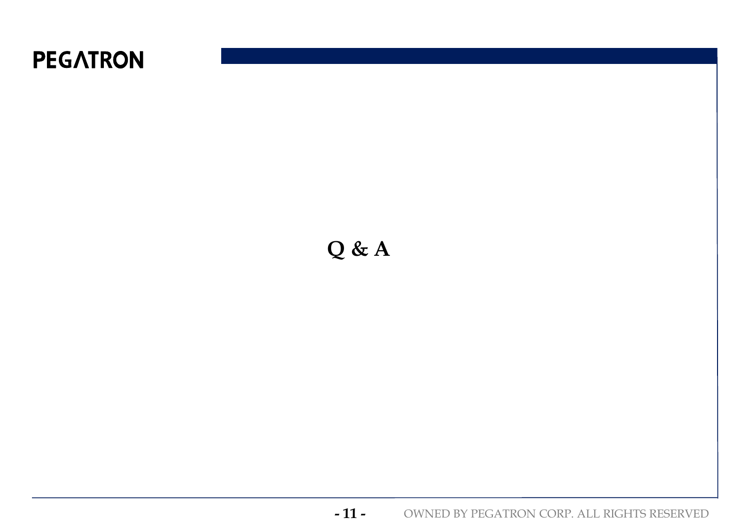**Q & A**